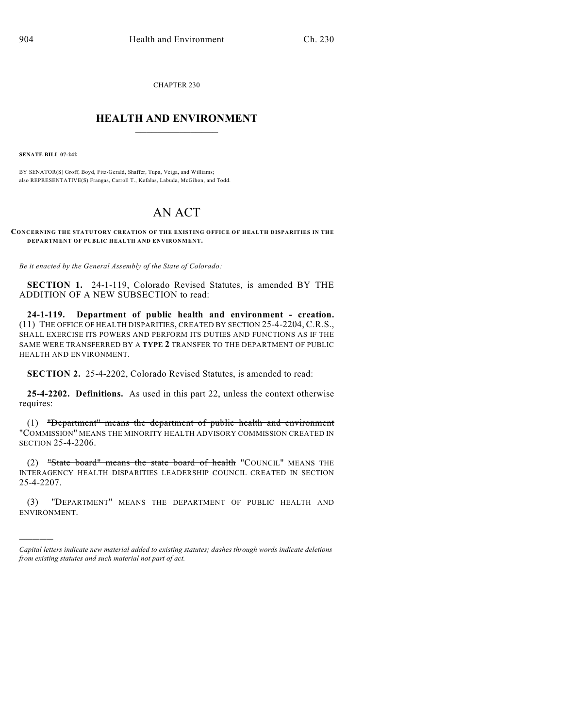CHAPTER 230

# HEALTH AND ENVIRONMENT

**SENATE BILL 07-242**

BY SENATOR(S) Groff, Boyd, Fitz-Gerald, Shaffer, Tupa, Veiga, and Williams;
also REPRESENTATIVE(S) Frangas, Carroll T., Kefalas, Labuda, McGihon, and Todd.

# AN ACT

**CONCERNING THE STATUTORY CREATION OF THE EXISTING OFFICE OF HEALTH DISPARITIES IN THE DEPARTMENT OF PUBLIC HEALTH AND ENVIRONMENT.**

*Be it enacted by the General Assembly of the State of Colorado:*

**SECTION 1.** 24-1-119, Colorado Revised Statutes, is amended BY THE ADDITION OF A NEW SUBSECTION to read:

**24-1-119. Department of public health and environment - creation.** (11) THE OFFICE OF HEALTH DISPARITIES, CREATED BY SECTION 25-4-2204, C.R.S., SHALL EXERCISE ITS POWERS AND PERFORM ITS DUTIES AND FUNCTIONS AS IF THE SAME WERE TRANSFERRED BY A **TYPE 2** TRANSFER TO THE DEPARTMENT OF PUBLIC HEALTH AND ENVIRONMENT.

**SECTION 2.** 25-4-2202, Colorado Revised Statutes, is amended to read:

**25-4-2202. Definitions.** As used in this part 22, unless the context otherwise requires:

(1) ~~"Department" means the department of public health and environment~~ "COMMISSION" MEANS THE MINORITY HEALTH ADVISORY COMMISSION CREATED IN SECTION 25-4-2206.

(2) ~~"State board" means the state board of health~~ "COUNCIL" MEANS THE INTERAGENCY HEALTH DISPARITIES LEADERSHIP COUNCIL CREATED IN SECTION 25-4-2207.

(3) "DEPARTMENT" MEANS THE DEPARTMENT OF PUBLIC HEALTH AND ENVIRONMENT.

---

*Capital letters indicate new material added to existing statutes; dashes through words indicate deletions from existing statutes and such material not part of act.*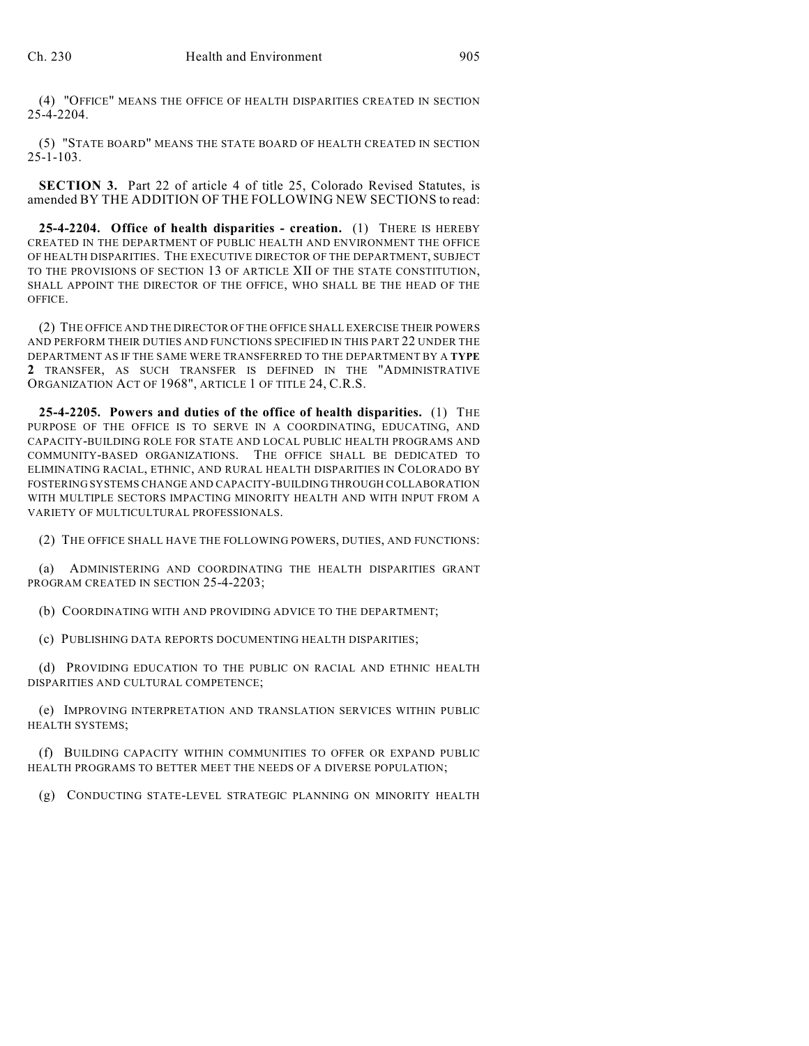(4) "OFFICE" MEANS THE OFFICE OF HEALTH DISPARITIES CREATED IN SECTION 25-4-2204.

(5) "STATE BOARD" MEANS THE STATE BOARD OF HEALTH CREATED IN SECTION 25-1-103.

**SECTION 3.** Part 22 of article 4 of title 25, Colorado Revised Statutes, is amended BY THE ADDITION OF THE FOLLOWING NEW SECTIONS to read:

**25-4-2204. Office of health disparities - creation.** (1) THERE IS HEREBY CREATED IN THE DEPARTMENT OF PUBLIC HEALTH AND ENVIRONMENT THE OFFICE OF HEALTH DISPARITIES. THE EXECUTIVE DIRECTOR OF THE DEPARTMENT, SUBJECT TO THE PROVISIONS OF SECTION 13 OF ARTICLE XII OF THE STATE CONSTITUTION, SHALL APPOINT THE DIRECTOR OF THE OFFICE, WHO SHALL BE THE HEAD OF THE OFFICE.

(2) THE OFFICE AND THE DIRECTOR OF THE OFFICE SHALL EXERCISE THEIR POWERS AND PERFORM THEIR DUTIES AND FUNCTIONS SPECIFIED IN THIS PART 22 UNDER THE DEPARTMENT AS IF THE SAME WERE TRANSFERRED TO THE DEPARTMENT BY A **TYPE 2** TRANSFER, AS SUCH TRANSFER IS DEFINED IN THE "ADMINISTRATIVE ORGANIZATION ACT OF 1968", ARTICLE 1 OF TITLE 24, C.R.S.

**25-4-2205. Powers and duties of the office of health disparities.** (1) THE PURPOSE OF THE OFFICE IS TO SERVE IN A COORDINATING, EDUCATING, AND CAPACITY-BUILDING ROLE FOR STATE AND LOCAL PUBLIC HEALTH PROGRAMS AND COMMUNITY-BASED ORGANIZATIONS. THE OFFICE SHALL BE DEDICATED TO ELIMINATING RACIAL, ETHNIC, AND RURAL HEALTH DISPARITIES IN COLORADO BY FOSTERING SYSTEMS CHANGE AND CAPACITY-BUILDING THROUGH COLLABORATION WITH MULTIPLE SECTORS IMPACTING MINORITY HEALTH AND WITH INPUT FROM A VARIETY OF MULTICULTURAL PROFESSIONALS.

(2) THE OFFICE SHALL HAVE THE FOLLOWING POWERS, DUTIES, AND FUNCTIONS:

(a) ADMINISTERING AND COORDINATING THE HEALTH DISPARITIES GRANT PROGRAM CREATED IN SECTION 25-4-2203;

(b) COORDINATING WITH AND PROVIDING ADVICE TO THE DEPARTMENT;

(c) PUBLISHING DATA REPORTS DOCUMENTING HEALTH DISPARITIES;

(d) PROVIDING EDUCATION TO THE PUBLIC ON RACIAL AND ETHNIC HEALTH DISPARITIES AND CULTURAL COMPETENCE;

(e) IMPROVING INTERPRETATION AND TRANSLATION SERVICES WITHIN PUBLIC HEALTH SYSTEMS;

(f) BUILDING CAPACITY WITHIN COMMUNITIES TO OFFER OR EXPAND PUBLIC HEALTH PROGRAMS TO BETTER MEET THE NEEDS OF A DIVERSE POPULATION;

(g) CONDUCTING STATE-LEVEL STRATEGIC PLANNING ON MINORITY HEALTH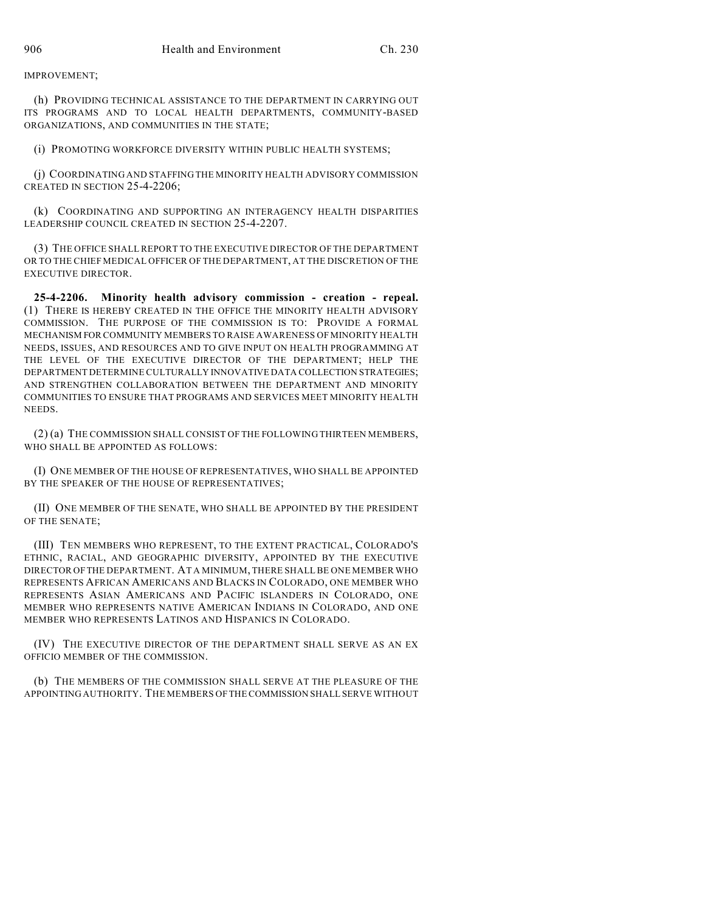IMPROVEMENT;

(h) PROVIDING TECHNICAL ASSISTANCE TO THE DEPARTMENT IN CARRYING OUT ITS PROGRAMS AND TO LOCAL HEALTH DEPARTMENTS, COMMUNITY-BASED ORGANIZATIONS, AND COMMUNITIES IN THE STATE;

(i) PROMOTING WORKFORCE DIVERSITY WITHIN PUBLIC HEALTH SYSTEMS;

(j) COORDINATING AND STAFFING THE MINORITY HEALTH ADVISORY COMMISSION CREATED IN SECTION 25-4-2206;

(k) COORDINATING AND SUPPORTING AN INTERAGENCY HEALTH DISPARITIES LEADERSHIP COUNCIL CREATED IN SECTION 25-4-2207.

(3) THE OFFICE SHALL REPORT TO THE EXECUTIVE DIRECTOR OF THE DEPARTMENT OR TO THE CHIEF MEDICAL OFFICER OF THE DEPARTMENT, AT THE DISCRETION OF THE EXECUTIVE DIRECTOR.

**25-4-2206. Minority health advisory commission - creation - repeal.** (1) THERE IS HEREBY CREATED IN THE OFFICE THE MINORITY HEALTH ADVISORY COMMISSION. THE PURPOSE OF THE COMMISSION IS TO: PROVIDE A FORMAL MECHANISM FOR COMMUNITY MEMBERS TO RAISE AWARENESS OF MINORITY HEALTH NEEDS, ISSUES, AND RESOURCES AND TO GIVE INPUT ON HEALTH PROGRAMMING AT THE LEVEL OF THE EXECUTIVE DIRECTOR OF THE DEPARTMENT; HELP THE DEPARTMENT DETERMINE CULTURALLY INNOVATIVE DATA COLLECTION STRATEGIES; AND STRENGTHEN COLLABORATION BETWEEN THE DEPARTMENT AND MINORITY COMMUNITIES TO ENSURE THAT PROGRAMS AND SERVICES MEET MINORITY HEALTH NEEDS.

(2) (a) THE COMMISSION SHALL CONSIST OF THE FOLLOWING THIRTEEN MEMBERS, WHO SHALL BE APPOINTED AS FOLLOWS:

(I) ONE MEMBER OF THE HOUSE OF REPRESENTATIVES, WHO SHALL BE APPOINTED BY THE SPEAKER OF THE HOUSE OF REPRESENTATIVES;

(II) ONE MEMBER OF THE SENATE, WHO SHALL BE APPOINTED BY THE PRESIDENT OF THE SENATE;

(III) TEN MEMBERS WHO REPRESENT, TO THE EXTENT PRACTICAL, COLORADO'S ETHNIC, RACIAL, AND GEOGRAPHIC DIVERSITY, APPOINTED BY THE EXECUTIVE DIRECTOR OF THE DEPARTMENT. AT A MINIMUM, THERE SHALL BE ONE MEMBER WHO REPRESENTS AFRICAN AMERICANS AND BLACKS IN COLORADO, ONE MEMBER WHO REPRESENTS ASIAN AMERICANS AND PACIFIC ISLANDERS IN COLORADO, ONE MEMBER WHO REPRESENTS NATIVE AMERICAN INDIANS IN COLORADO, AND ONE MEMBER WHO REPRESENTS LATINOS AND HISPANICS IN COLORADO.

(IV) THE EXECUTIVE DIRECTOR OF THE DEPARTMENT SHALL SERVE AS AN EX OFFICIO MEMBER OF THE COMMISSION.

(b) THE MEMBERS OF THE COMMISSION SHALL SERVE AT THE PLEASURE OF THE APPOINTING AUTHORITY. THE MEMBERS OF THE COMMISSION SHALL SERVE WITHOUT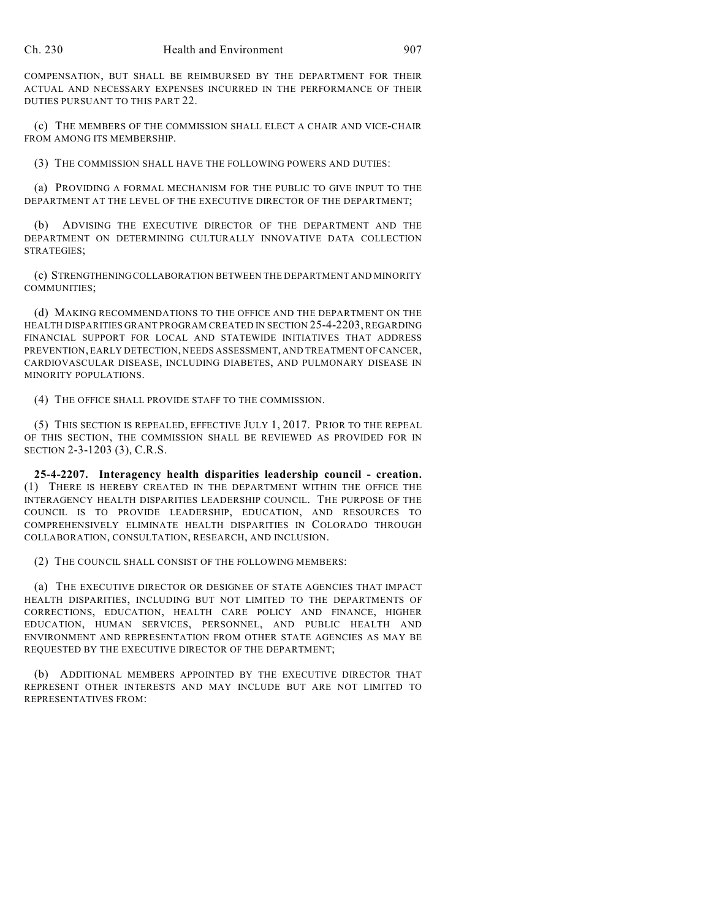COMPENSATION, BUT SHALL BE REIMBURSED BY THE DEPARTMENT FOR THEIR ACTUAL AND NECESSARY EXPENSES INCURRED IN THE PERFORMANCE OF THEIR DUTIES PURSUANT TO THIS PART 22.

(c) THE MEMBERS OF THE COMMISSION SHALL ELECT A CHAIR AND VICE-CHAIR FROM AMONG ITS MEMBERSHIP.

(3) THE COMMISSION SHALL HAVE THE FOLLOWING POWERS AND DUTIES:

(a) PROVIDING A FORMAL MECHANISM FOR THE PUBLIC TO GIVE INPUT TO THE DEPARTMENT AT THE LEVEL OF THE EXECUTIVE DIRECTOR OF THE DEPARTMENT;

(b) ADVISING THE EXECUTIVE DIRECTOR OF THE DEPARTMENT AND THE DEPARTMENT ON DETERMINING CULTURALLY INNOVATIVE DATA COLLECTION STRATEGIES;

(c) STRENGTHENING COLLABORATION BETWEEN THE DEPARTMENT AND MINORITY COMMUNITIES;

(d) MAKING RECOMMENDATIONS TO THE OFFICE AND THE DEPARTMENT ON THE HEALTH DISPARITIES GRANT PROGRAM CREATED IN SECTION 25-4-2203, REGARDING FINANCIAL SUPPORT FOR LOCAL AND STATEWIDE INITIATIVES THAT ADDRESS PREVENTION, EARLY DETECTION, NEEDS ASSESSMENT, AND TREATMENT OF CANCER, CARDIOVASCULAR DISEASE, INCLUDING DIABETES, AND PULMONARY DISEASE IN MINORITY POPULATIONS.

(4) THE OFFICE SHALL PROVIDE STAFF TO THE COMMISSION.

(5) THIS SECTION IS REPEALED, EFFECTIVE JULY 1, 2017. PRIOR TO THE REPEAL OF THIS SECTION, THE COMMISSION SHALL BE REVIEWED AS PROVIDED FOR IN SECTION 2-3-1203 (3), C.R.S.

**25-4-2207. Interagency health disparities leadership council - creation.** (1) THERE IS HEREBY CREATED IN THE DEPARTMENT WITHIN THE OFFICE THE INTERAGENCY HEALTH DISPARITIES LEADERSHIP COUNCIL. THE PURPOSE OF THE COUNCIL IS TO PROVIDE LEADERSHIP, EDUCATION, AND RESOURCES TO COMPREHENSIVELY ELIMINATE HEALTH DISPARITIES IN COLORADO THROUGH COLLABORATION, CONSULTATION, RESEARCH, AND INCLUSION.

(2) THE COUNCIL SHALL CONSIST OF THE FOLLOWING MEMBERS:

(a) THE EXECUTIVE DIRECTOR OR DESIGNEE OF STATE AGENCIES THAT IMPACT HEALTH DISPARITIES, INCLUDING BUT NOT LIMITED TO THE DEPARTMENTS OF CORRECTIONS, EDUCATION, HEALTH CARE POLICY AND FINANCE, HIGHER EDUCATION, HUMAN SERVICES, PERSONNEL, AND PUBLIC HEALTH AND ENVIRONMENT AND REPRESENTATION FROM OTHER STATE AGENCIES AS MAY BE REQUESTED BY THE EXECUTIVE DIRECTOR OF THE DEPARTMENT;

(b) ADDITIONAL MEMBERS APPOINTED BY THE EXECUTIVE DIRECTOR THAT REPRESENT OTHER INTERESTS AND MAY INCLUDE BUT ARE NOT LIMITED TO REPRESENTATIVES FROM: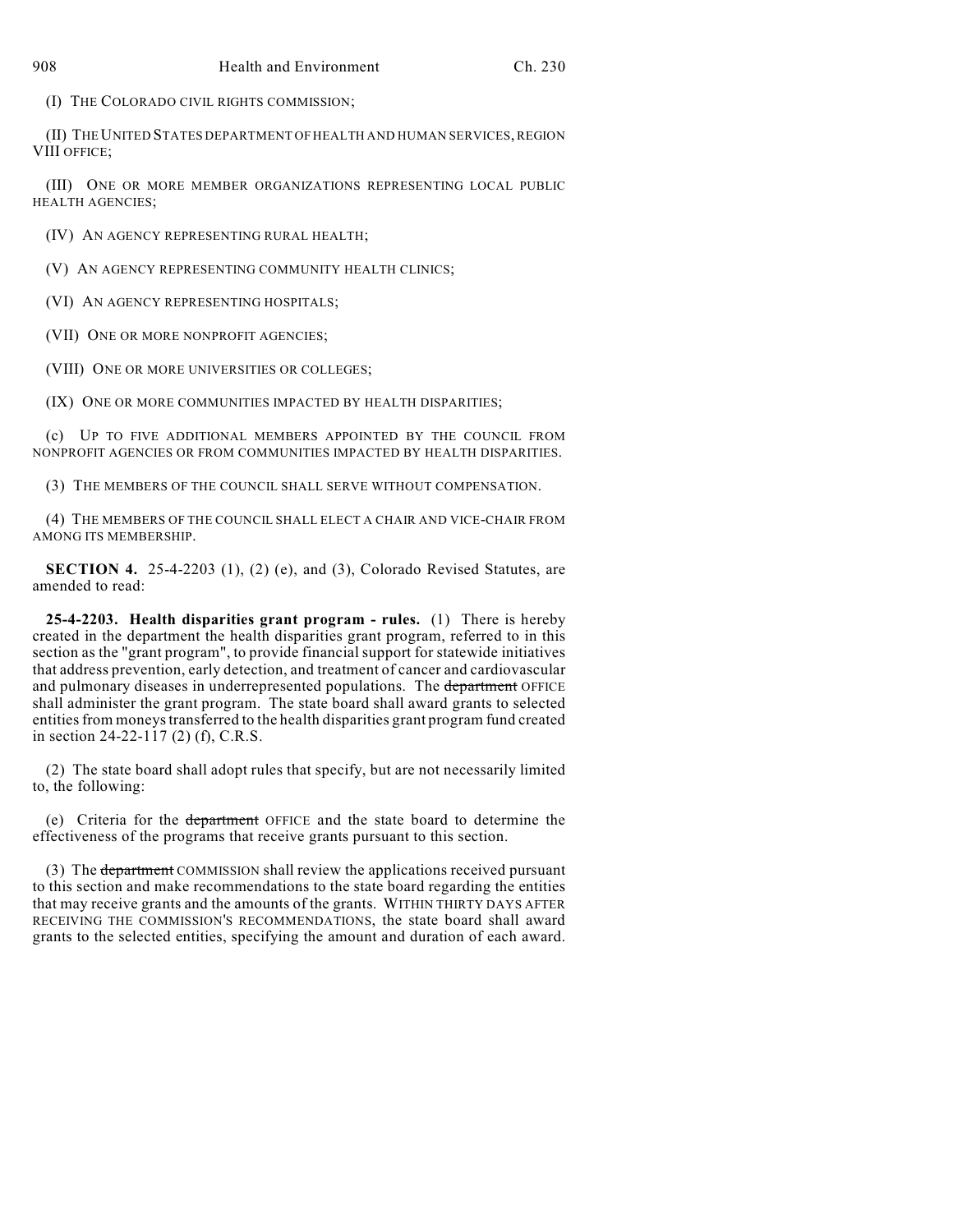(I) THE COLORADO CIVIL RIGHTS COMMISSION;

(II) THE UNITED STATES DEPARTMENT OF HEALTH AND HUMAN SERVICES, REGION VIII OFFICE;

(III) ONE OR MORE MEMBER ORGANIZATIONS REPRESENTING LOCAL PUBLIC HEALTH AGENCIES;

(IV) AN AGENCY REPRESENTING RURAL HEALTH;

(V) AN AGENCY REPRESENTING COMMUNITY HEALTH CLINICS;

(VI) AN AGENCY REPRESENTING HOSPITALS;

(VII) ONE OR MORE NONPROFIT AGENCIES;

(VIII) ONE OR MORE UNIVERSITIES OR COLLEGES;

(IX) ONE OR MORE COMMUNITIES IMPACTED BY HEALTH DISPARITIES;

(c) UP TO FIVE ADDITIONAL MEMBERS APPOINTED BY THE COUNCIL FROM NONPROFIT AGENCIES OR FROM COMMUNITIES IMPACTED BY HEALTH DISPARITIES.

(3) THE MEMBERS OF THE COUNCIL SHALL SERVE WITHOUT COMPENSATION.

(4) THE MEMBERS OF THE COUNCIL SHALL ELECT A CHAIR AND VICE-CHAIR FROM AMONG ITS MEMBERSHIP.

**SECTION 4.** 25-4-2203 (1), (2) (e), and (3), Colorado Revised Statutes, are amended to read:

**25-4-2203. Health disparities grant program - rules.** (1) There is hereby created in the department the health disparities grant program, referred to in this section as the "grant program", to provide financial support for statewide initiatives that address prevention, early detection, and treatment of cancer and cardiovascular and pulmonary diseases in underrepresented populations. The ~~department~~ OFFICE shall administer the grant program. The state board shall award grants to selected entities from moneys transferred to the health disparities grant program fund created in section 24-22-117 (2) (f), C.R.S.

(2) The state board shall adopt rules that specify, but are not necessarily limited to, the following:

(e) Criteria for the ~~department~~ OFFICE and the state board to determine the effectiveness of the programs that receive grants pursuant to this section.

(3) The ~~department~~ COMMISSION shall review the applications received pursuant to this section and make recommendations to the state board regarding the entities that may receive grants and the amounts of the grants. WITHIN THIRTY DAYS AFTER RECEIVING THE COMMISSION'S RECOMMENDATIONS, the state board shall award grants to the selected entities, specifying the amount and duration of each award.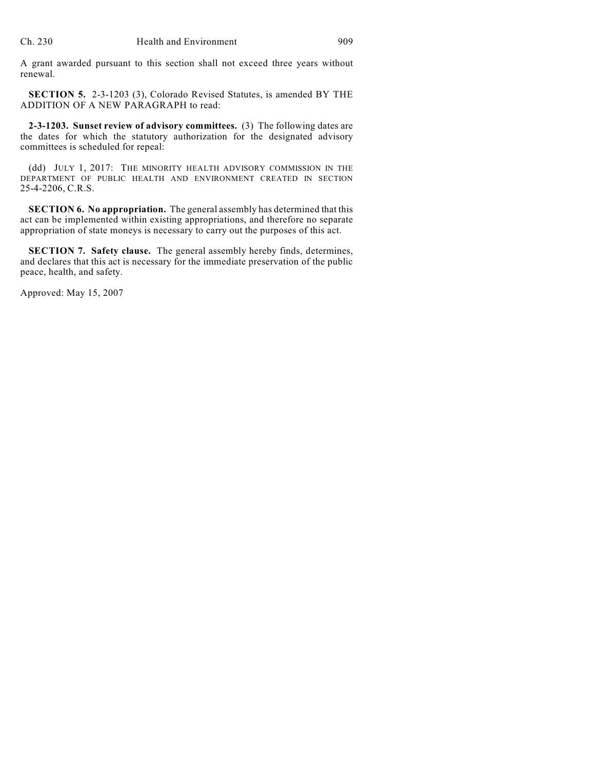A grant awarded pursuant to this section shall not exceed three years without renewal.

**SECTION 5.** 2-3-1203 (3), Colorado Revised Statutes, is amended BY THE ADDITION OF A NEW PARAGRAPH to read:

**2-3-1203. Sunset review of advisory committees.** (3) The following dates are the dates for which the statutory authorization for the designated advisory committees is scheduled for repeal:

(dd) JULY 1, 2017: THE MINORITY HEALTH ADVISORY COMMISSION IN THE DEPARTMENT OF PUBLIC HEALTH AND ENVIRONMENT CREATED IN SECTION 25-4-2206, C.R.S.

**SECTION 6. No appropriation.** The general assembly has determined that this act can be implemented within existing appropriations, and therefore no separate appropriation of state moneys is necessary to carry out the purposes of this act.

**SECTION 7. Safety clause.** The general assembly hereby finds, determines, and declares that this act is necessary for the immediate preservation of the public peace, health, and safety.

Approved: May 15, 2007